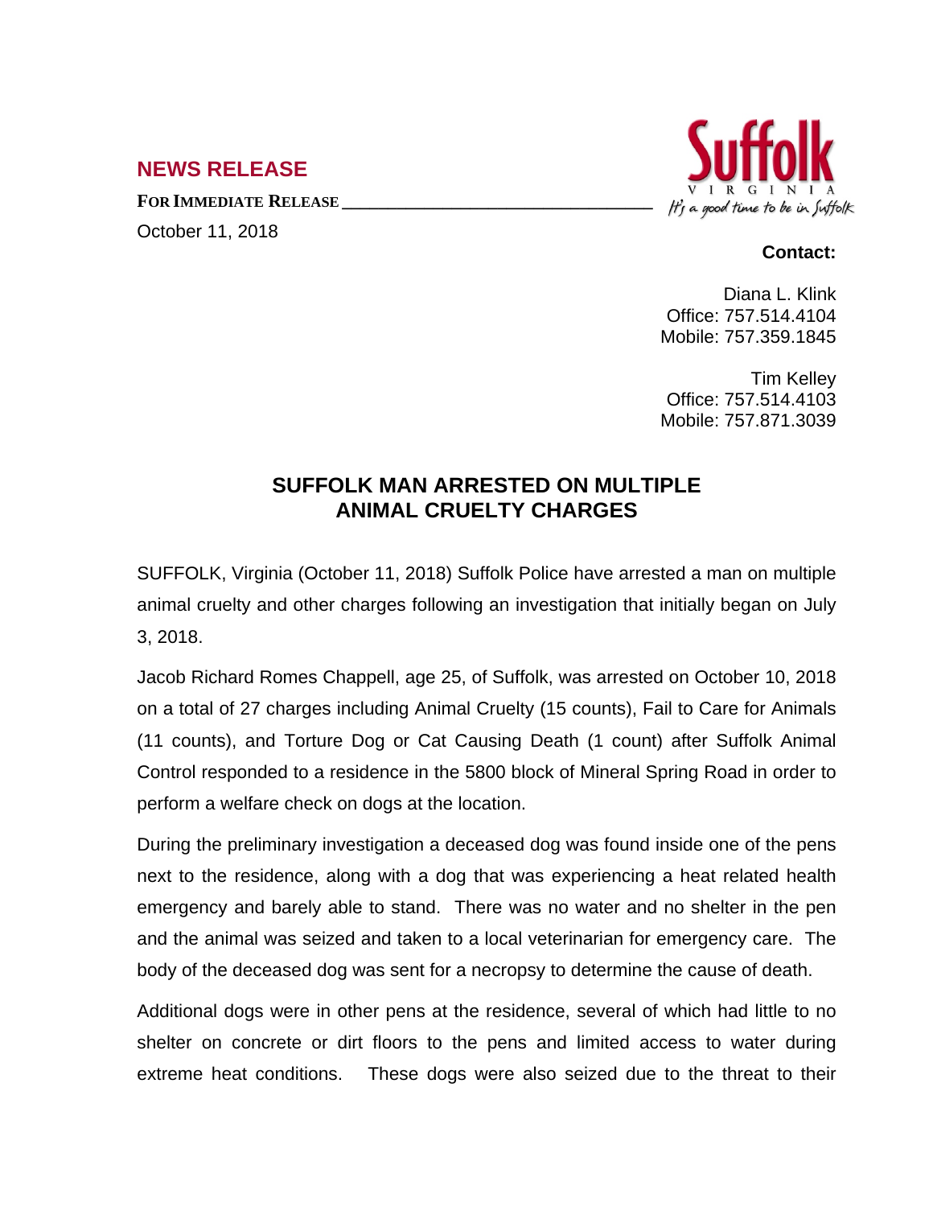## NEWS RELEASE

**FOR IMMEDIATE RELEASE**

October 11, 2018

Suffolk
VIRGINIA
*It's a good time to be in Suffolk*

**Contact:**

Diana L. Klink
Office: 757.514.4104
Mobile: 757.359.1845

Tim Kelley
Office: 757.514.4103
Mobile: 757.871.3039

# SUFFOLK MAN ARRESTED ON MULTIPLE ANIMAL CRUELTY CHARGES

SUFFOLK, Virginia (October 11, 2018) Suffolk Police have arrested a man on multiple animal cruelty and other charges following an investigation that initially began on July 3, 2018.

Jacob Richard Romes Chappell, age 25, of Suffolk, was arrested on October 10, 2018 on a total of 27 charges including Animal Cruelty (15 counts), Fail to Care for Animals (11 counts), and Torture Dog or Cat Causing Death (1 count) after Suffolk Animal Control responded to a residence in the 5800 block of Mineral Spring Road in order to perform a welfare check on dogs at the location.

During the preliminary investigation a deceased dog was found inside one of the pens next to the residence, along with a dog that was experiencing a heat related health emergency and barely able to stand. There was no water and no shelter in the pen and the animal was seized and taken to a local veterinarian for emergency care. The body of the deceased dog was sent for a necropsy to determine the cause of death.

Additional dogs were in other pens at the residence, several of which had little to no shelter on concrete or dirt floors to the pens and limited access to water during extreme heat conditions. These dogs were also seized due to the threat to their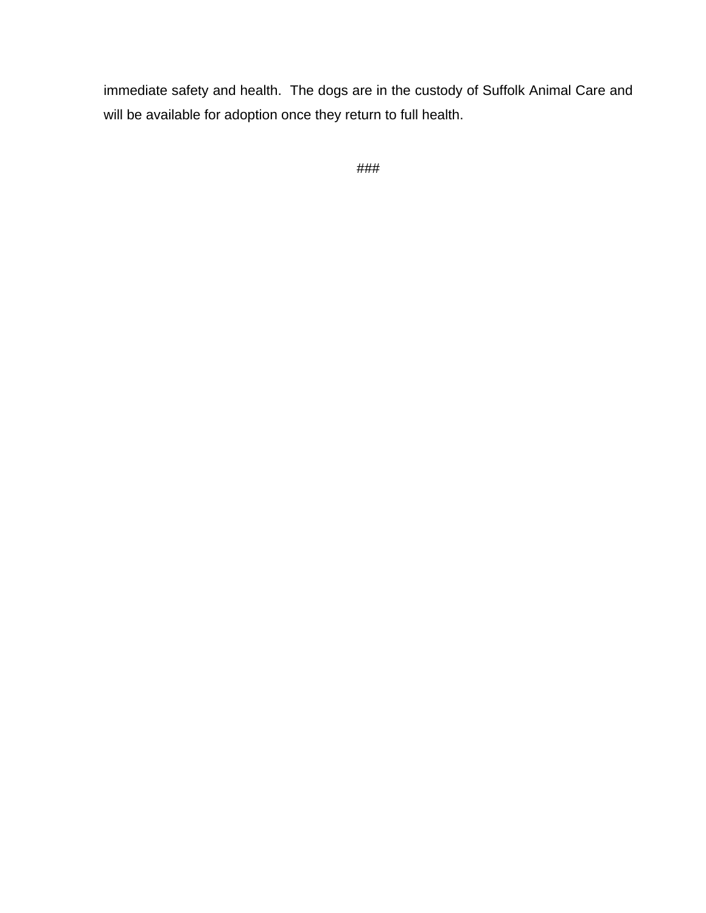immediate safety and health.  The dogs are in the custody of Suffolk Animal Care and will be available for adoption once they return to full health.

###